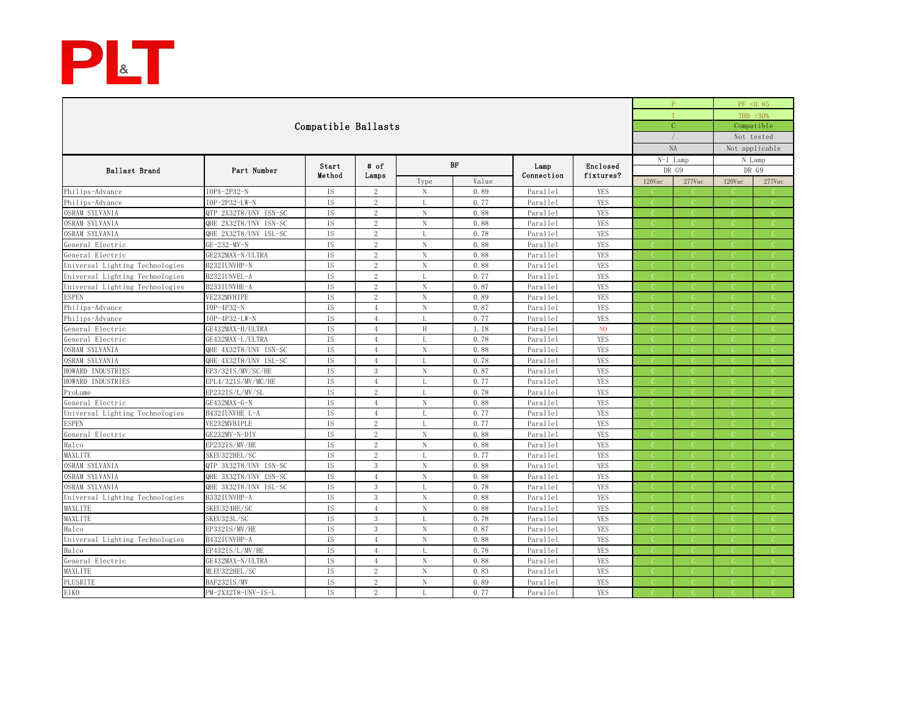# PLT

| | | | | | | | | | | | |
|---|---|---|---|---|---|---|---|---|---|---|---|
| Compatible Ballasts | | | | | | | | P | | PF <0.85 | |
| | | | | | | | | T | | THD >30% | |
| | | | | | | | | C | | Compatible | |
| | | | | | | | | / | | Not tested | |
| | | | | | | | | NA | | Not applicable | |
| Ballast Brand | Part Number | Start Method | # of Lamps | BF | | Lamp Connection | Enclosed fixtures? | N-1 Lamp DR G9 | | N Lamp DR G9 | |
| | | | | Type | Value | | | 120Vac | 277Vac | 120Vac | 277Vac |
| Philips-Advance | IOPA-2P32-N | IS | 2 | N | 0.89 | Parallel | YES | C | C | C | C |
| Philips-Advance | IOP-2P32-LW-N | IS | 2 | L | 0.77 | Parallel | YES | C | C | C | C |
| OSRAM SYLVANIA | QTP 2X32T8/UNV ISN-SC | IS | 2 | N | 0.88 | Parallel | YES | C | C | C | C |
| OSRAM SYLVANIA | QHE 2X32T8/UNV ISN-SC | IS | 2 | N | 0.88 | Parallel | YES | C | C | C | C |
| OSRAM SYLVANIA | QHE 2X32T8/UNV ISL-SC | IS | 2 | L | 0.78 | Parallel | YES | C | C | C | C |
| General Electric | GE-232-MV-N | IS | 2 | N | 0.88 | Parallel | YES | C | C | C | C |
| General Electric | GE232MAX-N/ULTRA | IS | 2 | N | 0.88 | Parallel | YES | C | C | C | C |
| Universal Lighting Technologies | B232IUNVHP-N | IS | 2 | N | 0.88 | Parallel | YES | C | C | C | C |
| Universal Lighting Technologies | B232IUNVEL-A | IS | 2 | L | 0.77 | Parallel | YES | C | C | C | C |
| Universal Lighting Technologies | B233IUNVHE-A | IS | 2 | N | 0.87 | Parallel | YES | C | C | C | C |
| ESPEN | VE232MVHIPE | IS | 2 | N | 0.89 | Parallel | YES | C | C | C | C |
| Philips-Advance | IOP-4P32-N | IS | 4 | N | 0.87 | Parallel | YES | C | C | C | C |
| Philips-Advance | IOP-4P32-LW-N | IS | 4 | L | 0.77 | Parallel | YES | C | C | C | C |
| General Electric | GE432MAX-H/ULTRA | IS | 4 | H | 1.18 | Parallel | NO | C | C | C | C |
| General Electric | GE432MAX-L/ULTRA | IS | 4 | L | 0.78 | Parallel | YES | C | C | C | C |
| OSRAM SYLVANIA | QHE 4X32T8/UNV ISN-SC | IS | 4 | N | 0.88 | Parallel | YES | C | C | C | C |
| OSRAM SYLVANIA | QHE 4X32T8/UNV ISL-SC | IS | 4 | L | 0.78 | Parallel | YES | C | C | C | C |
| HOWARD INDUSTRIES | EP3/32IS/MV/SC/HE | IS | 3 | N | 0.87 | Parallel | YES | C | C | C | C |
| HOWARD INDUSTRIES | EPL4/32IS/MV/MC/HE | IS | 4 | L | 0.77 | Parallel | YES | C | C | C | C |
| ProLume | EP232IS/L/MV/SL | IS | 2 | L | 0.78 | Parallel | YES | C | C | C | C |
| General Electric | GE432MAX-G-N | IS | 4 | N | 0.88 | Parallel | YES | C | C | C | C |
| Universal Lighting Technologies | B432IUNVHE L-A | IS | 4 | L | 0.77 | Parallel | YES | C | C | C | C |
| ESPEN | VE232MVHIPLE | IS | 2 | L | 0.77 | Parallel | YES | C | C | C | C |
| General Electric | GE232MV-N-DIY | IS | 2 | N | 0.88 | Parallel | YES | C | C | C | C |
| Halco | EP232IS/MV/HE | IS | 2 | N | 0.88 | Parallel | YES | C | C | C | C |
| MAXLITE | SKEU322HEL/SC | IS | 2 | L | 0.77 | Parallel | YES | C | C | C | C |
| OSRAM SYLVANIA | QTP 3X32T8/UNV ISN-SC | IS | 3 | N | 0.88 | Parallel | YES | C | C | C | C |
| OSRAM SYLVANIA | QHE 3X32T8/UNV ISN-SC | IS | 4 | N | 0.88 | Parallel | YES | C | C | C | C |
| OSRAM SYLVANIA | QHE 3X32T8/UNV ISL-SC | IS | 3 | L | 0.78 | Parallel | YES | C | C | C | C |
| Universal Lighting Technologies | B332IUNVHP-A | IS | 3 | N | 0.88 | Parallel | YES | C | C | C | C |
| MAXLITE | SKEU324HE/SC | IS | 4 | N | 0.88 | Parallel | YES | C | C | C | C |
| MAXLITE | SKEU323L/SC | IS | 3 | L | 0.78 | Parallel | YES | C | C | C | C |
| Halco | EP332IS/MV/HE | IS | 3 | N | 0.87 | Parallel | YES | C | C | C | C |
| Universal Lighting Technologies | B432IUNVHP-A | IS | 4 | N | 0.88 | Parallel | YES | C | C | C | C |
| Halco | EP432IS/L/MV/HE | IS | 4 | L | 0.78 | Parallel | YES | C | C | C | C |
| General Electric | GE432MAX-N/ULTRA | IS | 4 | N | 0.88 | Parallel | YES | C | C | C | C |
| MAXLITE | MLEU322HEL/SC | IS | 2 | N | 0.83 | Parallel | YES | C | C | C | C |
| PLUSRITE | BAF232IS/MV | IS | 2 | N | 0.89 | Parallel | YES | C | C | C | C |
| EIKO | PM-2X32T8-UNV-IS-L | IS | 2 | L | 0.77 | Parallel | YES | C | C | C | C |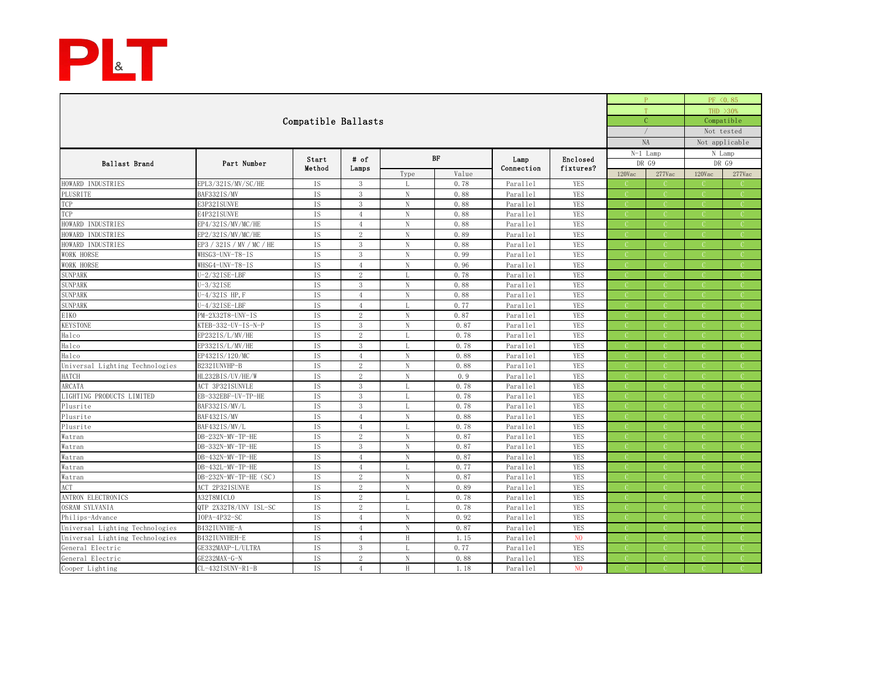# PL&T

## Compatible Ballasts

| P | PF <0.85 |
|---|---|
| T | THD >30% |
| C | Compatible |
| / | Not tested |
| NA | Not applicable |

| Ballast Brand | Part Number | Start Method | # of Lamps | BF | | Lamp Connection | Enclosed fixtures? | N-1 Lamp DR G9 | | N Lamp DR G9 | |
|---|---|---|---|---|---|---|---|---|---|---|---|
| | | | | Type | Value | | | 120Vac | 277Vac | 120Vac | 277Vac |
| HOWARD INDUSTRIES | EPL3/32IS/MV/SC/HE | IS | 3 | L | 0.78 | Parallel | YES | C | C | C | C |
| PLUSRITE | BAF332IS/MV | IS | 3 | N | 0.88 | Parallel | YES | C | C | C | C |
| TCP | E3P32ISUNVE | IS | 3 | N | 0.88 | Parallel | YES | C | C | C | C |
| TCP | E4P32ISUNVE | IS | 4 | N | 0.88 | Parallel | YES | C | C | C | C |
| HOWARD INDUSTRIES | EP4/32IS/MV/MC/HE | IS | 4 | N | 0.88 | Parallel | YES | C | C | C | C |
| HOWARD INDUSTRIES | EP2/32IS/MV/MC/HE | IS | 2 | N | 0.89 | Parallel | YES | C | C | C | C |
| HOWARD INDUSTRIES | EP3 / 32IS / MV / MC / HE | IS | 3 | N | 0.88 | Parallel | YES | C | C | C | C |
| WORK HORSE | WHSG3-UNV-T8-IS | IS | 3 | N | 0.99 | Parallel | YES | C | C | C | C |
| WORK HORSE | WHSG4-UNV-T8-IS | IS | 4 | N | 0.96 | Parallel | YES | C | C | C | C |
| SUNPARK | U-2/32ISE-LBF | IS | 2 | L | 0.78 | Parallel | YES | C | C | C | C |
| SUNPARK | U-3/32ISE | IS | 3 | N | 0.88 | Parallel | YES | C | C | C | C |
| SUNPARK | U-4/32IS HP,F | IS | 4 | N | 0.88 | Parallel | YES | C | C | C | C |
| SUNPARK | U-4/32ISE-LBF | IS | 4 | L | 0.77 | Parallel | YES | C | C | C | C |
| EIKO | PM-2X32T8-UNV-IS | IS | 2 | N | 0.87 | Parallel | YES | C | C | C | C |
| KEYSTONE | KTEB-332-UV-IS-N-P | IS | 3 | N | 0.87 | Parallel | YES | C | C | C | C |
| Halco | EP232IS/L/MV/HE | IS | 2 | L | 0.78 | Parallel | YES | C | C | C | C |
| Halco | EP332IS/L/MV/HE | IS | 3 | L | 0.78 | Parallel | YES | C | C | C | C |
| Halco | EP432IS/120/MC | IS | 4 | N | 0.88 | Parallel | YES | C | C | C | C |
| Universal Lighting Technologies | B232IUNVHP-B | IS | 2 | N | 0.88 | Parallel | YES | C | C | C | C |
| HATCH | HL232BIS/UV/HE/W | IS | 2 | N | 0.9 | Parallel | YES | C | C | C | C |
| ARCATA | ACT 3P32ISUNVLE | IS | 3 | L | 0.78 | Parallel | YES | C | C | C | C |
| LIGHTING PRODUCTS LIMITED | EB-332EBF-UV-TP-HE | IS | 3 | L | 0.78 | Parallel | YES | C | C | C | C |
| Plusrite | BAF332IS/MV/L | IS | 3 | L | 0.78 | Parallel | YES | C | C | C | C |
| Plusrite | BAF432IS/MV | IS | 4 | N | 0.88 | Parallel | YES | C | C | C | C |
| Plusrite | BAF432IS/MV/L | IS | 4 | L | 0.78 | Parallel | YES | C | C | C | C |
| Watran | DB-232N-MV-TP-HE | IS | 2 | N | 0.87 | Parallel | YES | C | C | C | C |
| Watran | DB-332N-MV-TP-HE | IS | 3 | N | 0.87 | Parallel | YES | C | C | C | C |
| Watran | DB-432N-MV-TP-HE | IS | 4 | N | 0.87 | Parallel | YES | C | C | C | C |
| Watran | DB-432L-MV-TP-HE | IS | 4 | L | 0.77 | Parallel | YES | C | C | C | C |
| Watran | DB-232N-MV-TP-HE (SC) | IS | 2 | N | 0.87 | Parallel | YES | C | C | C | C |
| ACT | ACT 2P32ISUNVE | IS | 2 | N | 0.89 | Parallel | YES | C | C | C | C |
| ANTRON ELECTRONICS | A32T8MICLO | IS | 2 | L | 0.78 | Parallel | YES | C | C | C | C |
| OSRAM SYLVANIA | QTP 2X32T8/UNV ISL-SC | IS | 2 | L | 0.78 | Parallel | YES | C | C | C | C |
| Philips-Advance | IOPA-4P32-SC | IS | 4 | N | 0.92 | Parallel | YES | C | C | C | C |
| Universal Lighting Technologies | B432IUNVHE-A | IS | 4 | N | 0.87 | Parallel | YES | C | C | C | C |
| Universal Lighting Technologies | B432IUNVHEH-E | IS | 4 | H | 1.15 | Parallel | NO | C | C | C | C |
| General Electric | GE332MAXP-L/ULTRA | IS | 3 | L | 0.77 | Parallel | YES | C | C | C | C |
| General Electric | GE232MAX-G-N | IS | 2 | N | 0.88 | Parallel | YES | C | C | C | C |
| Cooper Lighting | CL-432ISUNV-R1-B | IS | 4 | H | 1.18 | Parallel | NO | C | C | C | C |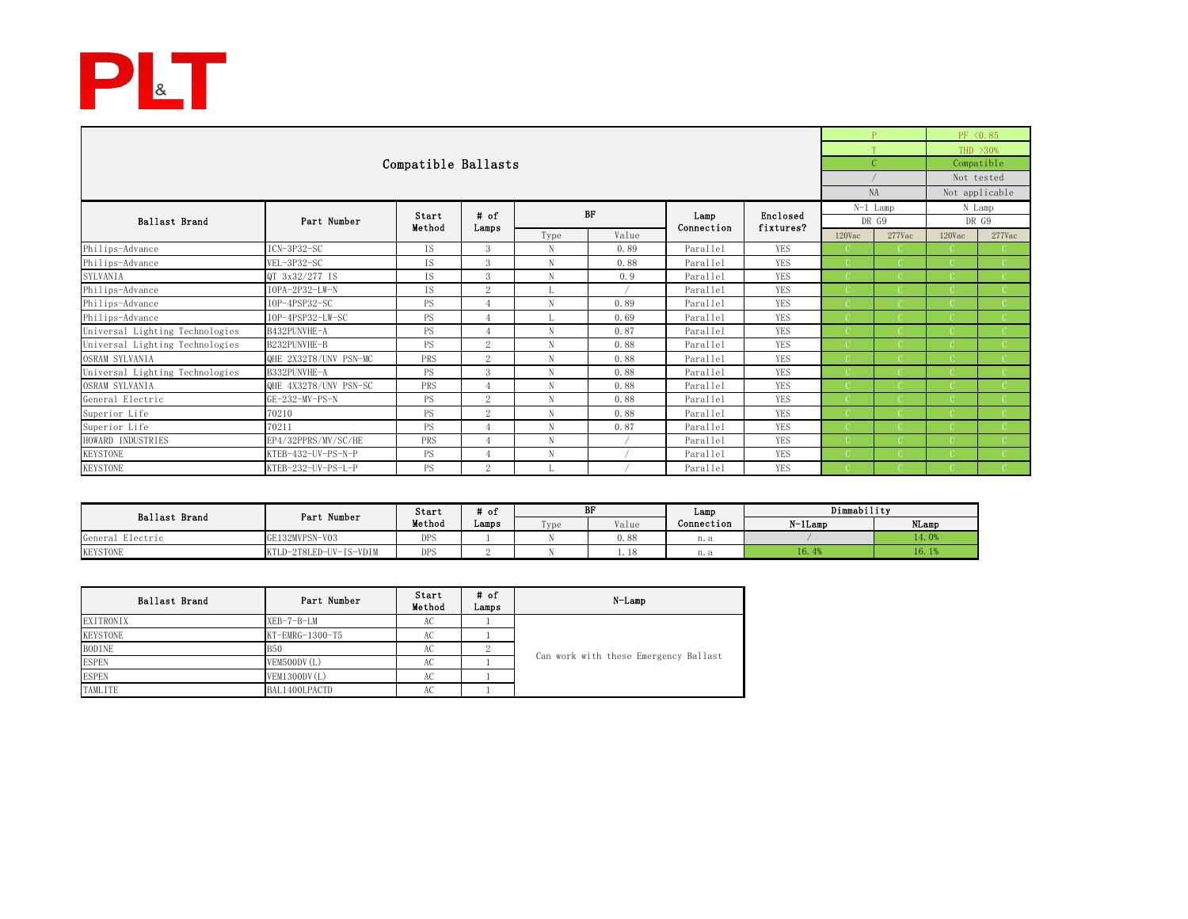PL&T

## Compatible Ballasts

| | |
|---|---|
| P | PF <0.85 |
| T | THD >30% |
| C | Compatible |
| / | Not tested |
| NA | Not applicable |

| Ballast Brand | Part Number | Start Method | # of Lamps | BF | | Lamp Connection | Enclosed fixtures? | N-1 Lamp DR G9 | | N Lamp DR G9 | |
|---|---|---|---|---|---|---|---|---|---|---|---|
| | | | | Type | Value | | | 120Vac | 277Vac | 120Vac | 277Vac |
| Philips-Advance | ICN-3P32-SC | IS | 3 | N | 0.89 | Parallel | YES | C | C | C | C |
| Philips-Advance | VEL-3P32-SC | IS | 3 | N | 0.88 | Parallel | YES | C | C | C | C |
| SYLVANIA | QT 3x32/277 IS | IS | 3 | N | 0.9 | Parallel | YES | C | C | C | C |
| Philips-Advance | IOPA-2P32-LW-N | IS | 2 | L | / | Parallel | YES | C | C | C | C |
| Philips-Advance | IOP-4PSP32-SC | PS | 4 | N | 0.89 | Parallel | YES | C | C | C | C |
| Philips-Advance | IOP-4PSP32-LW-SC | PS | 4 | L | 0.69 | Parallel | YES | C | C | C | C |
| Universal Lighting Technologies | B432PUNVHE-A | PS | 4 | N | 0.87 | Parallel | YES | C | C | C | C |
| Universal Lighting Technologies | B232PUNVHE-B | PS | 2 | N | 0.88 | Parallel | YES | C | C | C | C |
| OSRAM SYLVANIA | QHE 2X32T8/UNV PSN-MC | PRS | 2 | N | 0.88 | Parallel | YES | C | C | C | C |
| Universal Lighting Technologies | B332PUNVHE-A | PS | 3 | N | 0.88 | Parallel | YES | C | C | C | C |
| OSRAM SYLVANIA | QHE 4X32T8/UNV PSN-SC | PRS | 4 | N | 0.88 | Parallel | YES | C | C | C | C |
| General Electric | GE-232-MV-PS-N | PS | 2 | N | 0.88 | Parallel | YES | C | C | C | C |
| Superior Life | 70210 | PS | 2 | N | 0.88 | Parallel | YES | C | C | C | C |
| Superior Life | 70211 | PS | 4 | N | 0.87 | Parallel | YES | C | C | C | C |
| HOWARD INDUSTRIES | EP4/32PPRS/MV/SC/HE | PRS | 4 | N | / | Parallel | YES | C | C | C | C |
| KEYSTONE | KTEB-432-UV-PS-N-P | PS | 4 | N | / | Parallel | YES | C | C | C | C |
| KEYSTONE | KTEB-232-UV-PS-L-P | PS | 2 | L | / | Parallel | YES | C | C | C | C |

| Ballast Brand | Part Number | Start Method | # of Lamps | BF | | Lamp Connection | Dimmability | |
|---|---|---|---|---|---|---|---|---|
| | | | | Type | Value | | N-1Lamp | NLamp |
| General Electric | GE132MVPSN-V03 | DPS | 1 | N | 0.88 | n.a | / | 14.0% |
| KEYSTONE | KTLD-2T8LED-UV-IS-VDIM | DPS | 2 | N | 1.18 | n.a | 16.4% | 16.1% |

| Ballast Brand | Part Number | Start Method | # of Lamps | N-Lamp |
|---|---|---|---|---|
| EXITRONIX | XEB-7-B-LM | AC | 1 | Can work with these Emergency Ballast |
| KEYSTONE | KT-EMRG-1300-T5 | AC | 1 | |
| BODINE | B50 | AC | 2 | |
| ESPEN | VEM500DV(L) | AC | 1 | |
| ESPEN | VEM1300DV(L) | AC | 1 | |
| TAMLITE | BAL1400LPACTD | AC | 1 | |